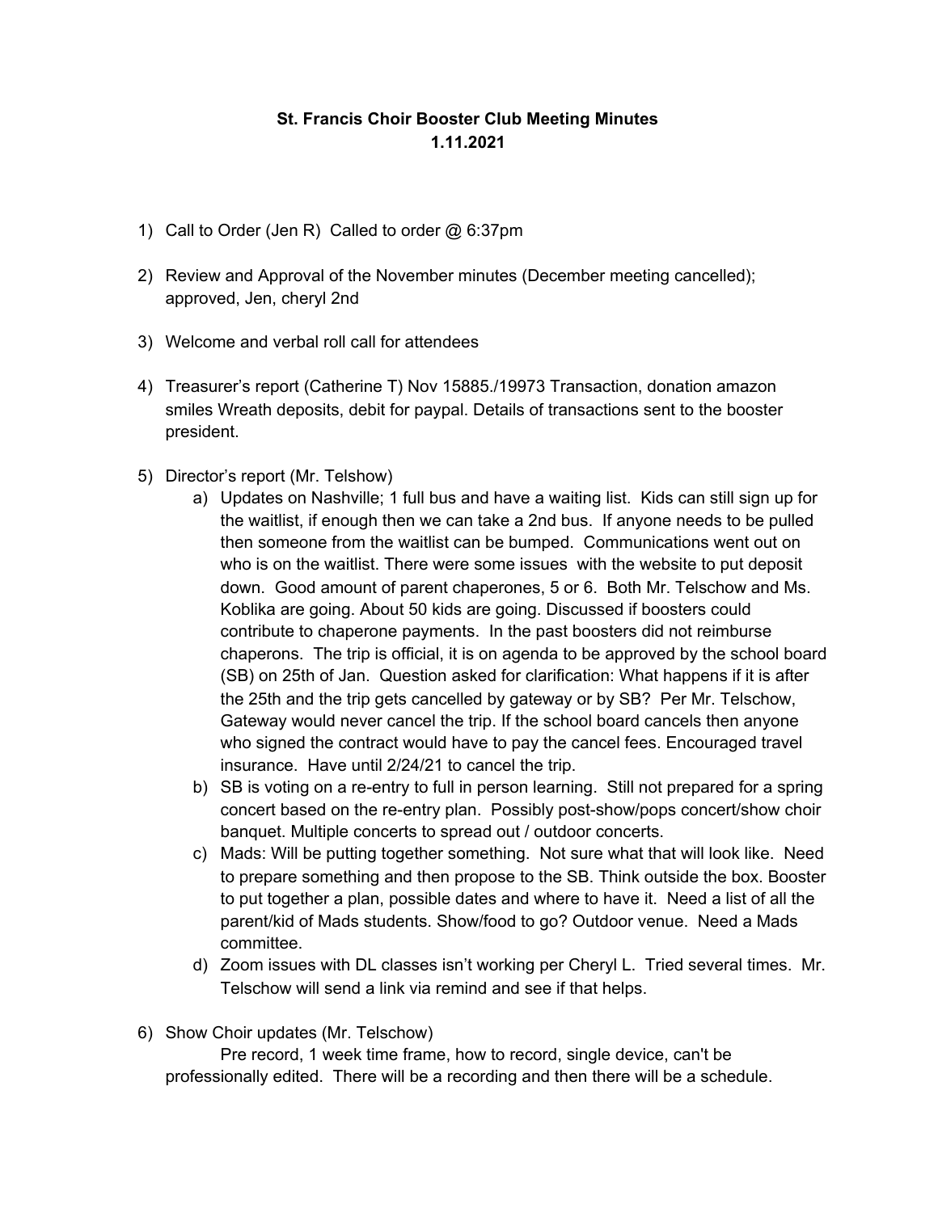# St. Francis Choir Booster Club Meeting Minutes
## 1.11.2021

1) Call to Order (Jen R)  Called to order @ 6:37pm

2) Review and Approval of the November minutes (December meeting cancelled); approved, Jen, cheryl 2nd

3) Welcome and verbal roll call for attendees

4) Treasurer's report (Catherine T) Nov 15885./19973 Transaction, donation amazon smiles Wreath deposits, debit for paypal. Details of transactions sent to the booster president.

5) Director's report (Mr. Telshow)
   a) Updates on Nashville; 1 full bus and have a waiting list.  Kids can still sign up for the waitlist, if enough then we can take a 2nd bus.  If anyone needs to be pulled then someone from the waitlist can be bumped.  Communications went out on who is on the waitlist. There were some issues  with the website to put deposit down.  Good amount of parent chaperones, 5 or 6.  Both Mr. Telschow and Ms. Koblika are going. About 50 kids are going. Discussed if boosters could contribute to chaperone payments.  In the past boosters did not reimburse chaperons.  The trip is official, it is on agenda to be approved by the school board (SB) on 25th of Jan.  Question asked for clarification: What happens if it is after the 25th and the trip gets cancelled by gateway or by SB?  Per Mr. Telschow, Gateway would never cancel the trip. If the school board cancels then anyone who signed the contract would have to pay the cancel fees. Encouraged travel insurance.  Have until 2/24/21 to cancel the trip.
   b) SB is voting on a re-entry to full in person learning.  Still not prepared for a spring concert based on the re-entry plan.  Possibly post-show/pops concert/show choir banquet. Multiple concerts to spread out / outdoor concerts.
   c) Mads: Will be putting together something.  Not sure what that will look like.  Need to prepare something and then propose to the SB. Think outside the box. Booster to put together a plan, possible dates and where to have it.  Need a list of all the parent/kid of Mads students. Show/food to go? Outdoor venue.  Need a Mads committee.
   d) Zoom issues with DL classes isn't working per Cheryl L.  Tried several times.  Mr. Telschow will send a link via remind and see if that helps.

6) Show Choir updates (Mr. Telschow)

   Pre record, 1 week time frame, how to record, single device, can't be professionally edited.  There will be a recording and then there will be a schedule.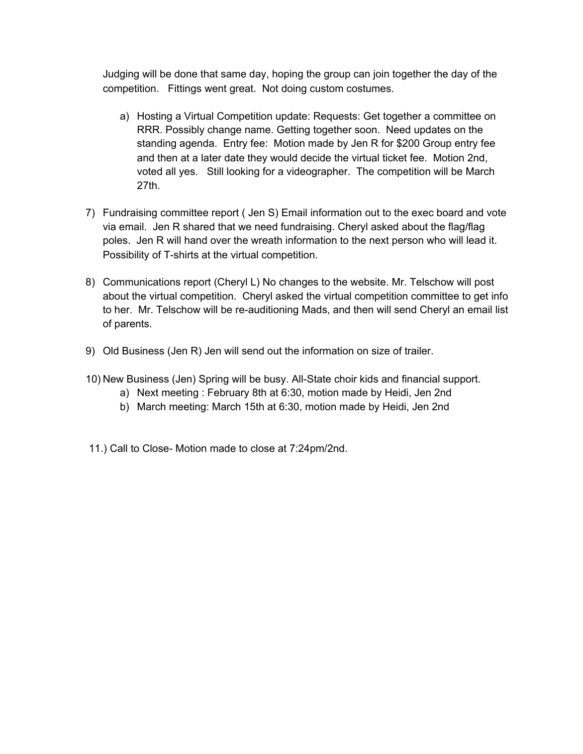Judging will be done that same day, hoping the group can join together the day of the competition. Fittings went great. Not doing custom costumes.

   a) Hosting a Virtual Competition update: Requests: Get together a committee on RRR. Possibly change name. Getting together soon. Need updates on the standing agenda. Entry fee: Motion made by Jen R for $200 Group entry fee and then at a later date they would decide the virtual ticket fee. Motion 2nd, voted all yes. Still looking for a videographer. The competition will be March 27th.

7) Fundraising committee report ( Jen S) Email information out to the exec board and vote via email. Jen R shared that we need fundraising. Cheryl asked about the flag/flag poles. Jen R will hand over the wreath information to the next person who will lead it. Possibility of T-shirts at the virtual competition.

8) Communications report (Cheryl L) No changes to the website. Mr. Telschow will post about the virtual competition. Cheryl asked the virtual competition committee to get info to her. Mr. Telschow will be re-auditioning Mads, and then will send Cheryl an email list of parents.

9) Old Business (Jen R) Jen will send out the information on size of trailer.

10) New Business (Jen) Spring will be busy. All-State choir kids and financial support.
   a) Next meeting : February 8th at 6:30, motion made by Heidi, Jen 2nd
   b) March meeting: March 15th at 6:30, motion made by Heidi, Jen 2nd

11.) Call to Close- Motion made to close at 7:24pm/2nd.